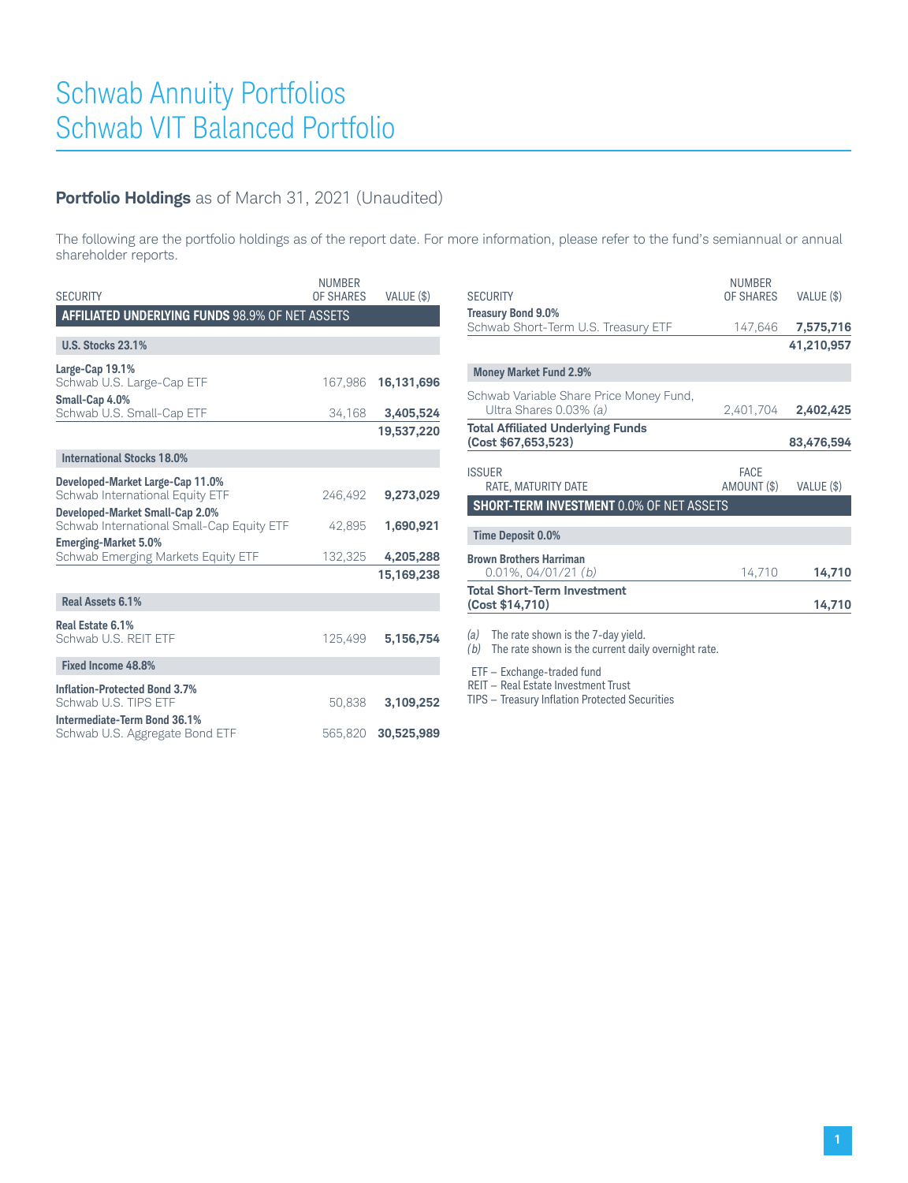# Schwab Annuity Portfolios
# Schwab VIT Balanced Portfolio

## **Portfolio Holdings** as of March 31, 2021 (Unaudited)

The following are the portfolio holdings as of the report date. For more information, please refer to the fund's semiannual or annual shareholder reports.

| SECURITY | NUMBER OF SHARES | VALUE ($) |
|---|---|---|
| **AFFILIATED UNDERLYING FUNDS** 98.9% OF NET ASSETS | | |
| **U.S. Stocks 23.1%** | | |
| **Large-Cap 19.1%** | | |
| Schwab U.S. Large-Cap ETF | 167,986 | **16,131,696** |
| **Small-Cap 4.0%** | | |
| Schwab U.S. Small-Cap ETF | 34,168 | **3,405,524** |
| | | **19,537,220** |
| **International Stocks 18.0%** | | |
| **Developed-Market Large-Cap 11.0%** | | |
| Schwab International Equity ETF | 246,492 | **9,273,029** |
| **Developed-Market Small-Cap 2.0%** | | |
| Schwab International Small-Cap Equity ETF | 42,895 | **1,690,921** |
| **Emerging-Market 5.0%** | | |
| Schwab Emerging Markets Equity ETF | 132,325 | **4,205,288** |
| | | **15,169,238** |
| **Real Assets 6.1%** | | |
| **Real Estate 6.1%** | | |
| Schwab U.S. REIT ETF | 125,499 | **5,156,754** |
| **Fixed Income 48.8%** | | |
| **Inflation-Protected Bond 3.7%** | | |
| Schwab U.S. TIPS ETF | 50,838 | **3,109,252** |
| **Intermediate-Term Bond 36.1%** | | |
| Schwab U.S. Aggregate Bond ETF | 565,820 | **30,525,989** |
| **Treasury Bond 9.0%** | | |
| Schwab Short-Term U.S. Treasury ETF | 147,646 | **7,575,716** |
| | | **41,210,957** |
| **Money Market Fund 2.9%** | | |
| Schwab Variable Share Price Money Fund, Ultra Shares 0.03% *(a)* | 2,401,704 | **2,402,425** |
| **Total Affiliated Underlying Funds (Cost $67,653,523)** | | **83,476,594** |

| ISSUER RATE, MATURITY DATE | FACE AMOUNT ($) | VALUE ($) |
|---|---|---|
| **SHORT-TERM INVESTMENT** 0.0% OF NET ASSETS | | |
| **Time Deposit 0.0%** | | |
| **Brown Brothers Harriman** 0.01%, 04/01/21 *(b)* | 14,710 | **14,710** |
| **Total Short-Term Investment (Cost $14,710)** | | **14,710** |

*(a)* The rate shown is the 7-day yield.
*(b)* The rate shown is the current daily overnight rate.

ETF – Exchange-traded fund
REIT – Real Estate Investment Trust
TIPS – Treasury Inflation Protected Securities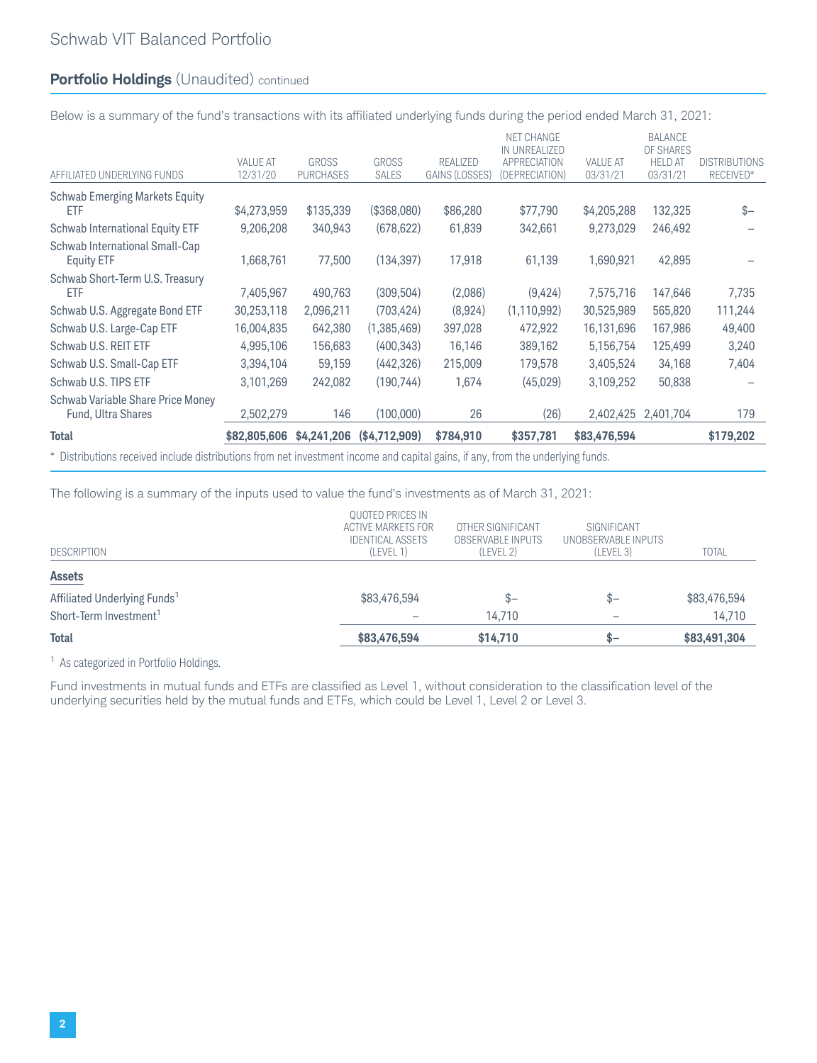# Schwab VIT Balanced Portfolio

## Portfolio Holdings (Unaudited) continued

Below is a summary of the fund's transactions with its affiliated underlying funds during the period ended March 31, 2021:

| AFFILIATED UNDERLYING FUNDS | VALUE AT 12/31/20 | GROSS PURCHASES | GROSS SALES | REALIZED GAINS (LOSSES) | NET CHANGE IN UNREALIZED APPRECIATION (DEPRECIATION) | VALUE AT 03/31/21 | BALANCE OF SHARES HELD AT 03/31/21 | DISTRIBUTIONS RECEIVED* |
|---|---|---|---|---|---|---|---|---|
| Schwab Emerging Markets Equity ETF | $4,273,959 | $135,339 | ($368,080) | $86,280 | $77,790 | $4,205,288 | 132,325 | $– |
| Schwab International Equity ETF | 9,206,208 | 340,943 | (678,622) | 61,839 | 342,661 | 9,273,029 | 246,492 | – |
| Schwab International Small-Cap Equity ETF | 1,668,761 | 77,500 | (134,397) | 17,918 | 61,139 | 1,690,921 | 42,895 | – |
| Schwab Short-Term U.S. Treasury ETF | 7,405,967 | 490,763 | (309,504) | (2,086) | (9,424) | 7,575,716 | 147,646 | 7,735 |
| Schwab U.S. Aggregate Bond ETF | 30,253,118 | 2,096,211 | (703,424) | (8,924) | (1,110,992) | 30,525,989 | 565,820 | 111,244 |
| Schwab U.S. Large-Cap ETF | 16,004,835 | 642,380 | (1,385,469) | 397,028 | 472,922 | 16,131,696 | 167,986 | 49,400 |
| Schwab U.S. REIT ETF | 4,995,106 | 156,683 | (400,343) | 16,146 | 389,162 | 5,156,754 | 125,499 | 3,240 |
| Schwab U.S. Small-Cap ETF | 3,394,104 | 59,159 | (442,326) | 215,009 | 179,578 | 3,405,524 | 34,168 | 7,404 |
| Schwab U.S. TIPS ETF | 3,101,269 | 242,082 | (190,744) | 1,674 | (45,029) | 3,109,252 | 50,838 | – |
| Schwab Variable Share Price Money Fund, Ultra Shares | 2,502,279 | 146 | (100,000) | 26 | (26) | 2,402,425 | 2,401,704 | 179 |
| **Total** | **$82,805,606** | **$4,241,206** | **($4,712,909)** | **$784,910** | **$357,781** | **$83,476,594** | | **$179,202** |

\* Distributions received include distributions from net investment income and capital gains, if any, from the underlying funds.

The following is a summary of the inputs used to value the fund's investments as of March 31, 2021:

| DESCRIPTION | QUOTED PRICES IN ACTIVE MARKETS FOR IDENTICAL ASSETS (LEVEL 1) | OTHER SIGNIFICANT OBSERVABLE INPUTS (LEVEL 2) | SIGNIFICANT UNOBSERVABLE INPUTS (LEVEL 3) | TOTAL |
|---|---|---|---|---|
| **Assets** | | | | |
| Affiliated Underlying Funds[1] | $83,476,594 | $– | $– | $83,476,594 |
| Short-Term Investment[1] | – | 14,710 | – | 14,710 |
| **Total** | **$83,476,594** | **$14,710** | **$–** | **$83,491,304** |

[1] As categorized in Portfolio Holdings.

Fund investments in mutual funds and ETFs are classified as Level 1, without consideration to the classification level of the underlying securities held by the mutual funds and ETFs, which could be Level 1, Level 2 or Level 3.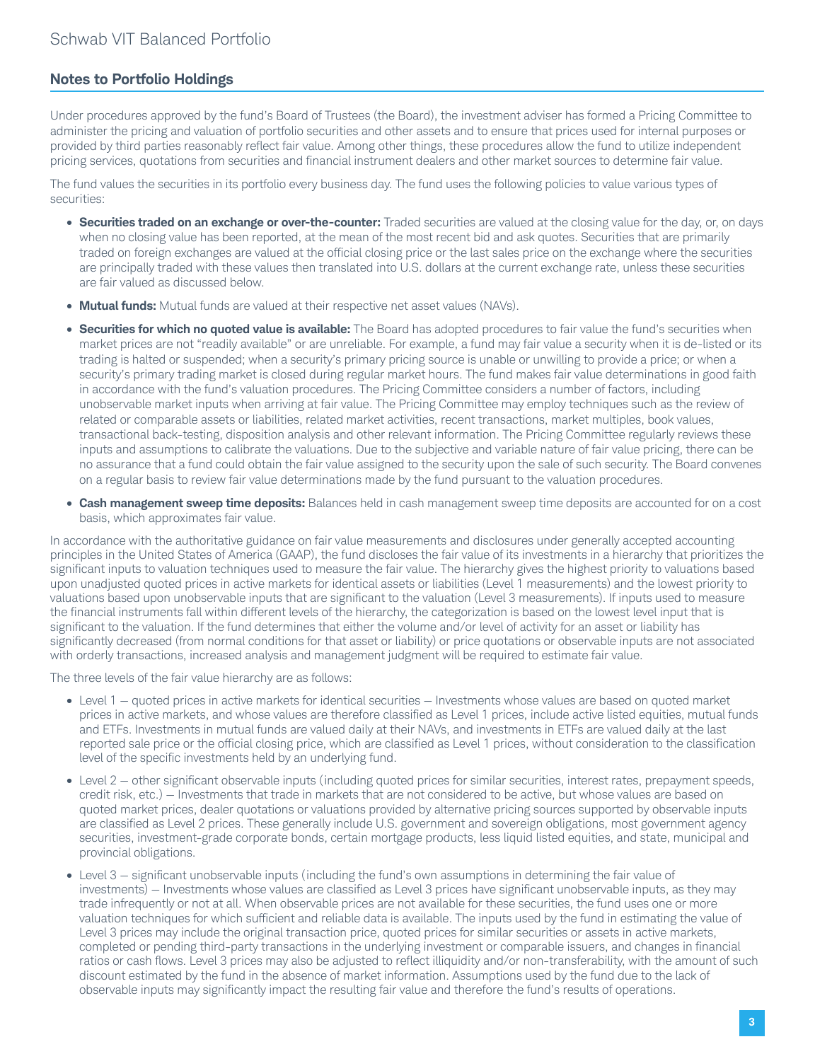## Notes to Portfolio Holdings

Under procedures approved by the fund's Board of Trustees (the Board), the investment adviser has formed a Pricing Committee to administer the pricing and valuation of portfolio securities and other assets and to ensure that prices used for internal purposes or provided by third parties reasonably reflect fair value. Among other things, these procedures allow the fund to utilize independent pricing services, quotations from securities and financial instrument dealers and other market sources to determine fair value.

The fund values the securities in its portfolio every business day. The fund uses the following policies to value various types of securities:

- **Securities traded on an exchange or over-the-counter:** Traded securities are valued at the closing value for the day, or, on days when no closing value has been reported, at the mean of the most recent bid and ask quotes. Securities that are primarily traded on foreign exchanges are valued at the official closing price or the last sales price on the exchange where the securities are principally traded with these values then translated into U.S. dollars at the current exchange rate, unless these securities are fair valued as discussed below.
- **Mutual funds:** Mutual funds are valued at their respective net asset values (NAVs).
- **Securities for which no quoted value is available:** The Board has adopted procedures to fair value the fund's securities when market prices are not "readily available" or are unreliable. For example, a fund may fair value a security when it is de-listed or its trading is halted or suspended; when a security's primary pricing source is unable or unwilling to provide a price; or when a security's primary trading market is closed during regular market hours. The fund makes fair value determinations in good faith in accordance with the fund's valuation procedures. The Pricing Committee considers a number of factors, including unobservable market inputs when arriving at fair value. The Pricing Committee may employ techniques such as the review of related or comparable assets or liabilities, related market activities, recent transactions, market multiples, book values, transactional back-testing, disposition analysis and other relevant information. The Pricing Committee regularly reviews these inputs and assumptions to calibrate the valuations. Due to the subjective and variable nature of fair value pricing, there can be no assurance that a fund could obtain the fair value assigned to the security upon the sale of such security. The Board convenes on a regular basis to review fair value determinations made by the fund pursuant to the valuation procedures.
- **Cash management sweep time deposits:** Balances held in cash management sweep time deposits are accounted for on a cost basis, which approximates fair value.

In accordance with the authoritative guidance on fair value measurements and disclosures under generally accepted accounting principles in the United States of America (GAAP), the fund discloses the fair value of its investments in a hierarchy that prioritizes the significant inputs to valuation techniques used to measure the fair value. The hierarchy gives the highest priority to valuations based upon unadjusted quoted prices in active markets for identical assets or liabilities (Level 1 measurements) and the lowest priority to valuations based upon unobservable inputs that are significant to the valuation (Level 3 measurements). If inputs used to measure the financial instruments fall within different levels of the hierarchy, the categorization is based on the lowest level input that is significant to the valuation. If the fund determines that either the volume and/or level of activity for an asset or liability has significantly decreased (from normal conditions for that asset or liability) or price quotations or observable inputs are not associated with orderly transactions, increased analysis and management judgment will be required to estimate fair value.

The three levels of the fair value hierarchy are as follows:

- Level 1 — quoted prices in active markets for identical securities — Investments whose values are based on quoted market prices in active markets, and whose values are therefore classified as Level 1 prices, include active listed equities, mutual funds and ETFs. Investments in mutual funds are valued daily at their NAVs, and investments in ETFs are valued daily at the last reported sale price or the official closing price, which are classified as Level 1 prices, without consideration to the classification level of the specific investments held by an underlying fund.
- Level 2 — other significant observable inputs (including quoted prices for similar securities, interest rates, prepayment speeds, credit risk, etc.) — Investments that trade in markets that are not considered to be active, but whose values are based on quoted market prices, dealer quotations or valuations provided by alternative pricing sources supported by observable inputs are classified as Level 2 prices. These generally include U.S. government and sovereign obligations, most government agency securities, investment-grade corporate bonds, certain mortgage products, less liquid listed equities, and state, municipal and provincial obligations.
- Level 3 — significant unobservable inputs (including the fund's own assumptions in determining the fair value of investments) — Investments whose values are classified as Level 3 prices have significant unobservable inputs, as they may trade infrequently or not at all. When observable prices are not available for these securities, the fund uses one or more valuation techniques for which sufficient and reliable data is available. The inputs used by the fund in estimating the value of Level 3 prices may include the original transaction price, quoted prices for similar securities or assets in active markets, completed or pending third-party transactions in the underlying investment or comparable issuers, and changes in financial ratios or cash flows. Level 3 prices may also be adjusted to reflect illiquidity and/or non-transferability, with the amount of such discount estimated by the fund in the absence of market information. Assumptions used by the fund due to the lack of observable inputs may significantly impact the resulting fair value and therefore the fund's results of operations.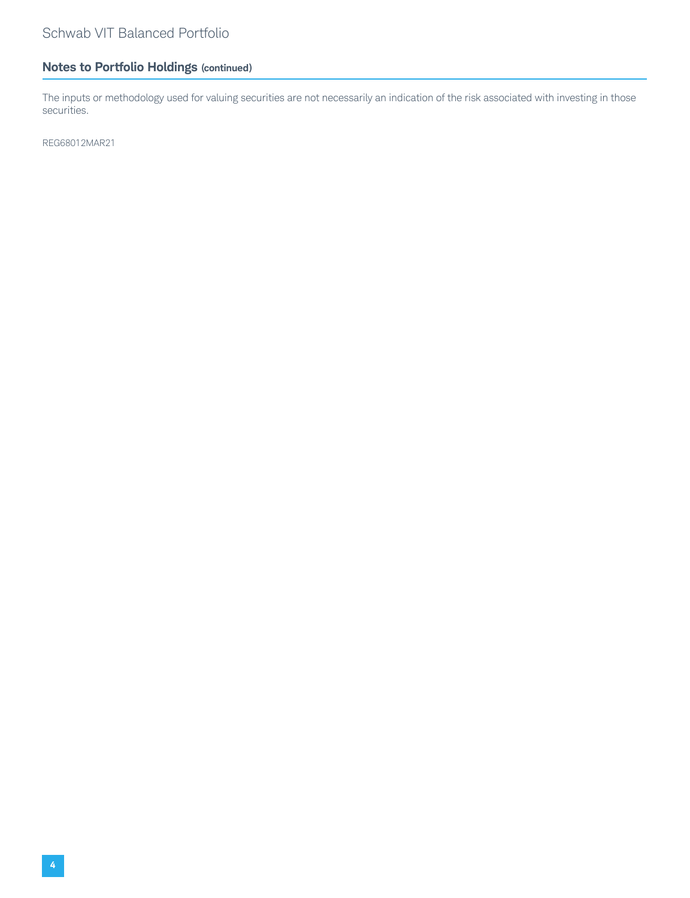## Notes to Portfolio Holdings (continued)

The inputs or methodology used for valuing securities are not necessarily an indication of the risk associated with investing in those securities.

REG68012MAR21